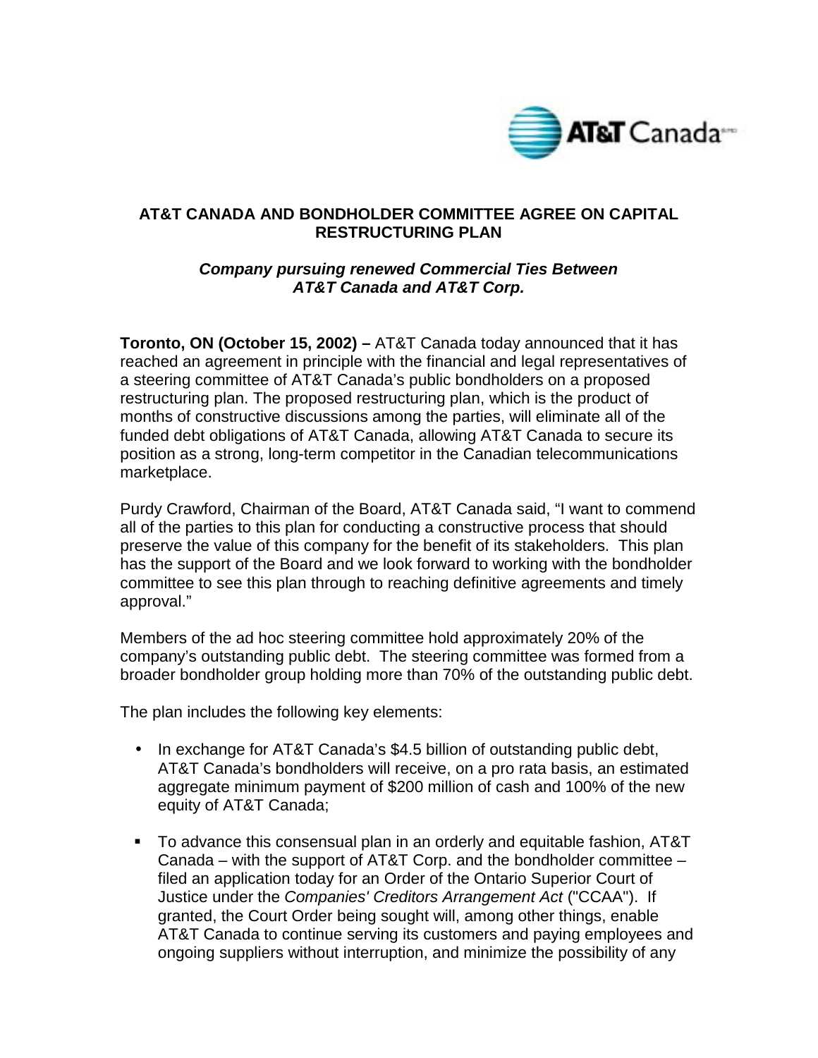## AT&T CANADA AND BONDHOLDER COMMITTEE AGREE ON CAPITAL RESTRUCTURING PLAN

***Company pursuing renewed Commercial Ties Between AT&T Canada and AT&T Corp.***

**Toronto, ON (October 15, 2002) –** AT&T Canada today announced that it has reached an agreement in principle with the financial and legal representatives of a steering committee of AT&T Canada's public bondholders on a proposed restructuring plan. The proposed restructuring plan, which is the product of months of constructive discussions among the parties, will eliminate all of the funded debt obligations of AT&T Canada, allowing AT&T Canada to secure its position as a strong, long-term competitor in the Canadian telecommunications marketplace.

Purdy Crawford, Chairman of the Board, AT&T Canada said, "I want to commend all of the parties to this plan for conducting a constructive process that should preserve the value of this company for the benefit of its stakeholders. This plan has the support of the Board and we look forward to working with the bondholder committee to see this plan through to reaching definitive agreements and timely approval."

Members of the ad hoc steering committee hold approximately 20% of the company's outstanding public debt. The steering committee was formed from a broader bondholder group holding more than 70% of the outstanding public debt.

The plan includes the following key elements:

- In exchange for AT&T Canada's $4.5 billion of outstanding public debt, AT&T Canada's bondholders will receive, on a pro rata basis, an estimated aggregate minimum payment of $200 million of cash and 100% of the new equity of AT&T Canada;
- To advance this consensual plan in an orderly and equitable fashion, AT&T Canada – with the support of AT&T Corp. and the bondholder committee – filed an application today for an Order of the Ontario Superior Court of Justice under the *Companies' Creditors Arrangement Act* ("CCAA"). If granted, the Court Order being sought will, among other things, enable AT&T Canada to continue serving its customers and paying employees and ongoing suppliers without interruption, and minimize the possibility of any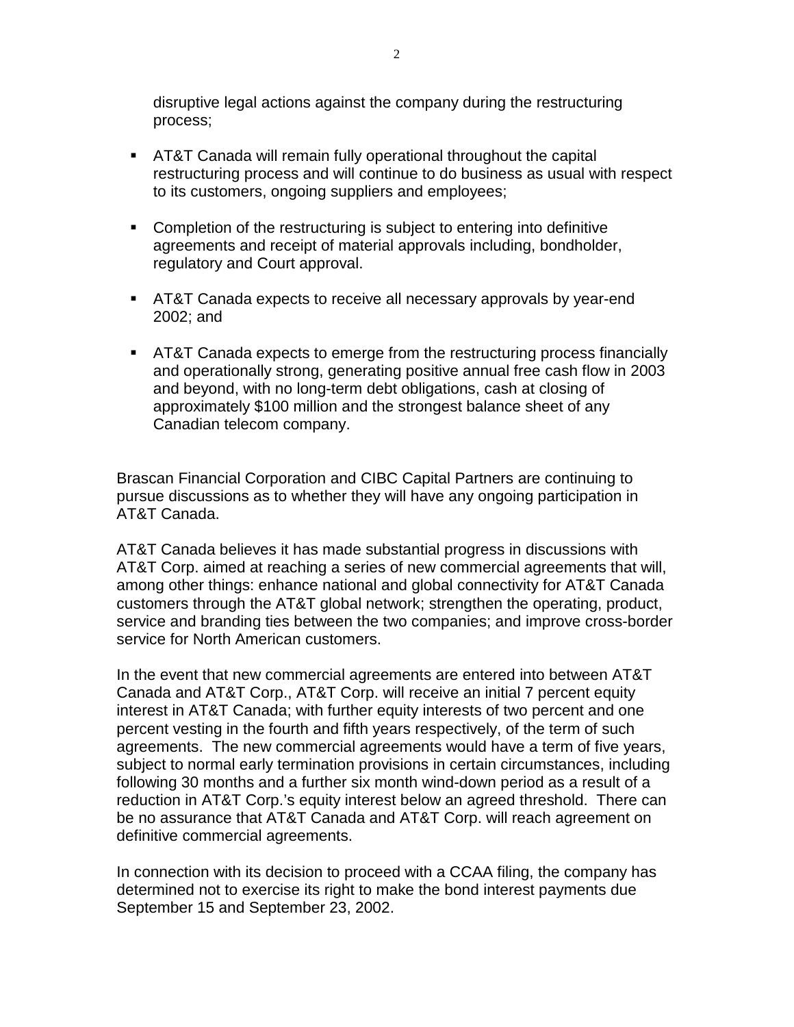disruptive legal actions against the company during the restructuring process;

- AT&T Canada will remain fully operational throughout the capital restructuring process and will continue to do business as usual with respect to its customers, ongoing suppliers and employees;

- Completion of the restructuring is subject to entering into definitive agreements and receipt of material approvals including, bondholder, regulatory and Court approval.

- AT&T Canada expects to receive all necessary approvals by year-end 2002; and

- AT&T Canada expects to emerge from the restructuring process financially and operationally strong, generating positive annual free cash flow in 2003 and beyond, with no long-term debt obligations, cash at closing of approximately $100 million and the strongest balance sheet of any Canadian telecom company.

Brascan Financial Corporation and CIBC Capital Partners are continuing to pursue discussions as to whether they will have any ongoing participation in AT&T Canada.

AT&T Canada believes it has made substantial progress in discussions with AT&T Corp. aimed at reaching a series of new commercial agreements that will, among other things: enhance national and global connectivity for AT&T Canada customers through the AT&T global network; strengthen the operating, product, service and branding ties between the two companies; and improve cross-border service for North American customers.

In the event that new commercial agreements are entered into between AT&T Canada and AT&T Corp., AT&T Corp. will receive an initial 7 percent equity interest in AT&T Canada; with further equity interests of two percent and one percent vesting in the fourth and fifth years respectively, of the term of such agreements. The new commercial agreements would have a term of five years, subject to normal early termination provisions in certain circumstances, including following 30 months and a further six month wind-down period as a result of a reduction in AT&T Corp.'s equity interest below an agreed threshold. There can be no assurance that AT&T Canada and AT&T Corp. will reach agreement on definitive commercial agreements.

In connection with its decision to proceed with a CCAA filing, the company has determined not to exercise its right to make the bond interest payments due September 15 and September 23, 2002.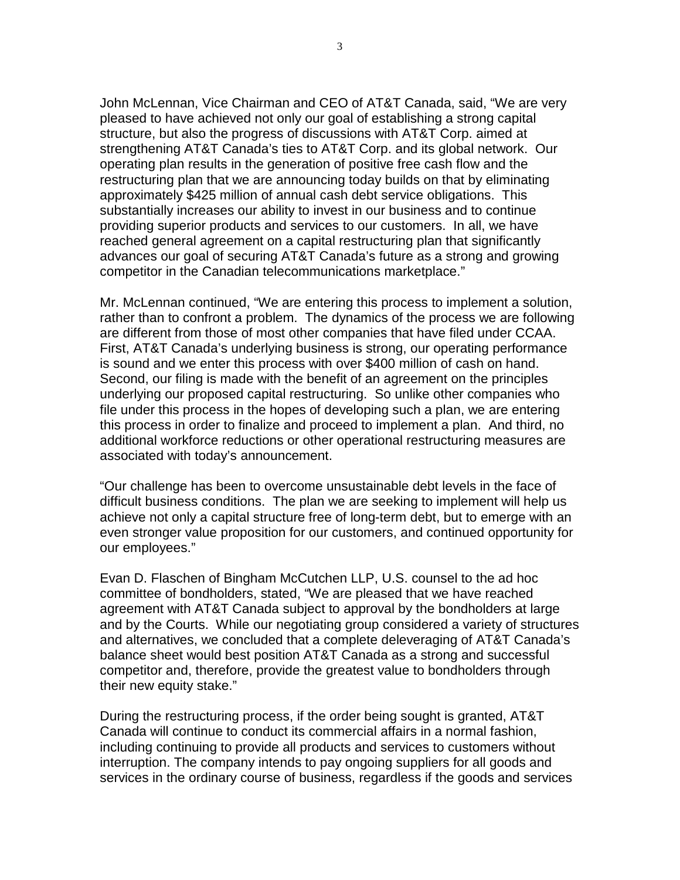John McLennan, Vice Chairman and CEO of AT&T Canada, said, "We are very pleased to have achieved not only our goal of establishing a strong capital structure, but also the progress of discussions with AT&T Corp. aimed at strengthening AT&T Canada's ties to AT&T Corp. and its global network. Our operating plan results in the generation of positive free cash flow and the restructuring plan that we are announcing today builds on that by eliminating approximately $425 million of annual cash debt service obligations. This substantially increases our ability to invest in our business and to continue providing superior products and services to our customers. In all, we have reached general agreement on a capital restructuring plan that significantly advances our goal of securing AT&T Canada's future as a strong and growing competitor in the Canadian telecommunications marketplace."

Mr. McLennan continued, "We are entering this process to implement a solution, rather than to confront a problem. The dynamics of the process we are following are different from those of most other companies that have filed under CCAA. First, AT&T Canada's underlying business is strong, our operating performance is sound and we enter this process with over $400 million of cash on hand. Second, our filing is made with the benefit of an agreement on the principles underlying our proposed capital restructuring. So unlike other companies who file under this process in the hopes of developing such a plan, we are entering this process in order to finalize and proceed to implement a plan. And third, no additional workforce reductions or other operational restructuring measures are associated with today's announcement.

"Our challenge has been to overcome unsustainable debt levels in the face of difficult business conditions. The plan we are seeking to implement will help us achieve not only a capital structure free of long-term debt, but to emerge with an even stronger value proposition for our customers, and continued opportunity for our employees."

Evan D. Flaschen of Bingham McCutchen LLP, U.S. counsel to the ad hoc committee of bondholders, stated, "We are pleased that we have reached agreement with AT&T Canada subject to approval by the bondholders at large and by the Courts. While our negotiating group considered a variety of structures and alternatives, we concluded that a complete deleveraging of AT&T Canada's balance sheet would best position AT&T Canada as a strong and successful competitor and, therefore, provide the greatest value to bondholders through their new equity stake."

During the restructuring process, if the order being sought is granted, AT&T Canada will continue to conduct its commercial affairs in a normal fashion, including continuing to provide all products and services to customers without interruption. The company intends to pay ongoing suppliers for all goods and services in the ordinary course of business, regardless if the goods and services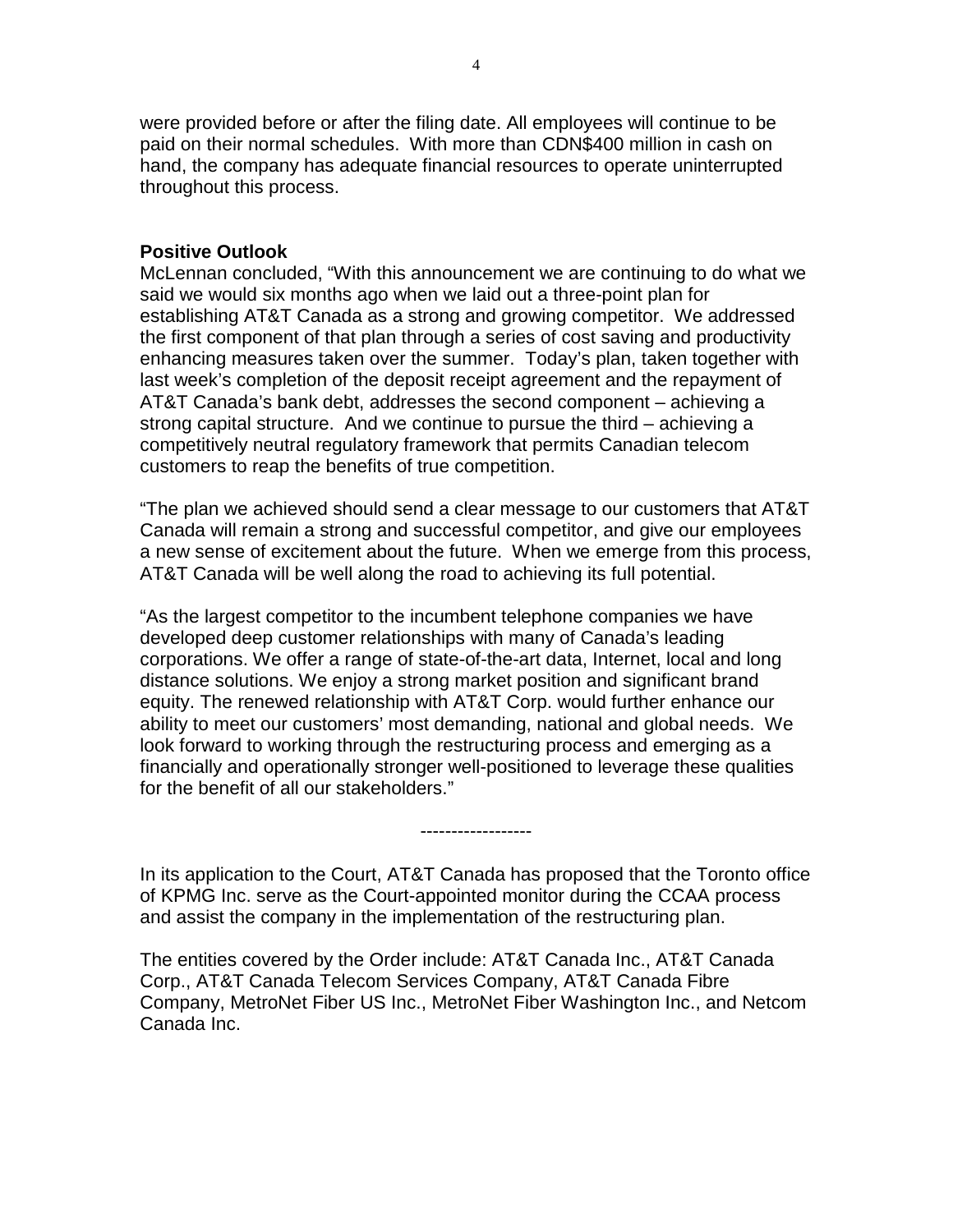were provided before or after the filing date. All employees will continue to be paid on their normal schedules. With more than CDN$400 million in cash on hand, the company has adequate financial resources to operate uninterrupted throughout this process.

**Positive Outlook**

McLennan concluded, "With this announcement we are continuing to do what we said we would six months ago when we laid out a three-point plan for establishing AT&T Canada as a strong and growing competitor. We addressed the first component of that plan through a series of cost saving and productivity enhancing measures taken over the summer. Today's plan, taken together with last week's completion of the deposit receipt agreement and the repayment of AT&T Canada's bank debt, addresses the second component – achieving a strong capital structure. And we continue to pursue the third – achieving a competitively neutral regulatory framework that permits Canadian telecom customers to reap the benefits of true competition.

"The plan we achieved should send a clear message to our customers that AT&T Canada will remain a strong and successful competitor, and give our employees a new sense of excitement about the future. When we emerge from this process, AT&T Canada will be well along the road to achieving its full potential.

"As the largest competitor to the incumbent telephone companies we have developed deep customer relationships with many of Canada's leading corporations. We offer a range of state-of-the-art data, Internet, local and long distance solutions. We enjoy a strong market position and significant brand equity. The renewed relationship with AT&T Corp. would further enhance our ability to meet our customers' most demanding, national and global needs. We look forward to working through the restructuring process and emerging as a financially and operationally stronger well-positioned to leverage these qualities for the benefit of all our stakeholders."

------------------

In its application to the Court, AT&T Canada has proposed that the Toronto office of KPMG Inc. serve as the Court-appointed monitor during the CCAA process and assist the company in the implementation of the restructuring plan.

The entities covered by the Order include: AT&T Canada Inc., AT&T Canada Corp., AT&T Canada Telecom Services Company, AT&T Canada Fibre Company, MetroNet Fiber US Inc., MetroNet Fiber Washington Inc., and Netcom Canada Inc.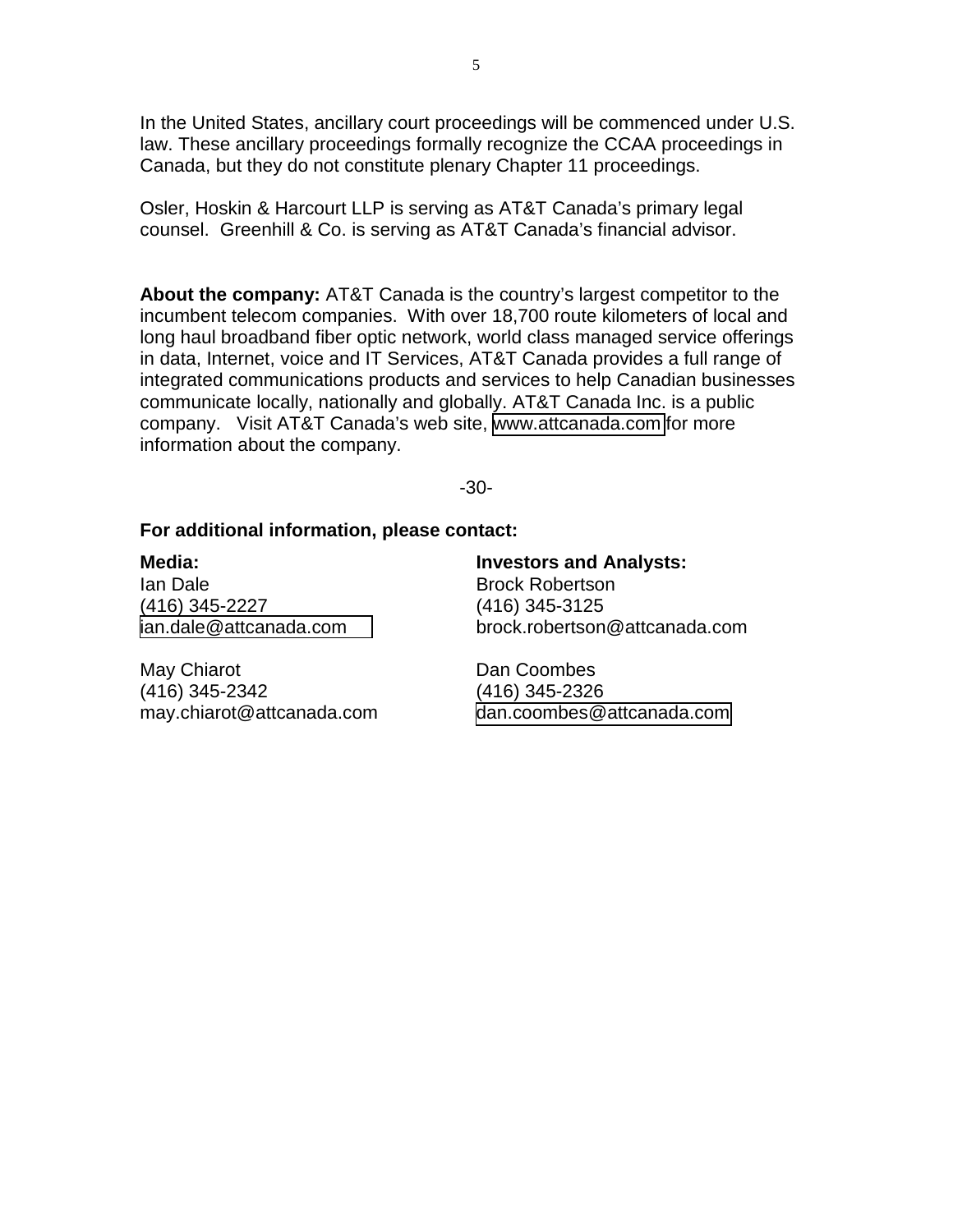In the United States, ancillary court proceedings will be commenced under U.S. law. These ancillary proceedings formally recognize the CCAA proceedings in Canada, but they do not constitute plenary Chapter 11 proceedings.

Osler, Hoskin & Harcourt LLP is serving as AT&T Canada's primary legal counsel. Greenhill & Co. is serving as AT&T Canada's financial advisor.

**About the company:** AT&T Canada is the country's largest competitor to the incumbent telecom companies. With over 18,700 route kilometers of local and long haul broadband fiber optic network, world class managed service offerings in data, Internet, voice and IT Services, AT&T Canada provides a full range of integrated communications products and services to help Canadian businesses communicate locally, nationally and globally. AT&T Canada Inc. is a public company. Visit AT&T Canada's web site, www.attcanada.com for more information about the company.

-30-

**For additional information, please contact:**

**Media:**
Ian Dale
(416) 345-2227
ian.dale@attcanada.com

May Chiarot
(416) 345-2342
may.chiarot@attcanada.com

**Investors and Analysts:**
Brock Robertson
(416) 345-3125
brock.robertson@attcanada.com

Dan Coombes
(416) 345-2326
dan.coombes@attcanada.com